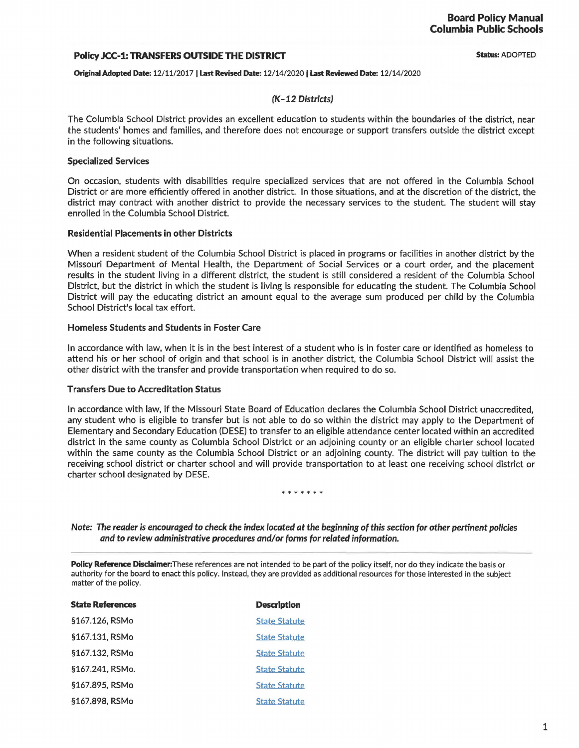**Board Policy Manual**
**Columbia Public Schools**

## Policy JCC-1: TRANSFERS OUTSIDE THE DISTRICT

**Status:** ADOPTED

**Original Adopted Date:** 12/11/2017 | **Last Revised Date:** 12/14/2020 | **Last Reviewed Date:** 12/14/2020

*(K-12 Districts)*

The Columbia School District provides an excellent education to students within the boundaries of the district, near the students' homes and families, and therefore does not encourage or support transfers outside the district except in the following situations.

### Specialized Services

On occasion, students with disabilities require specialized services that are not offered in the Columbia School District or are more efficiently offered in another district. In those situations, and at the discretion of the district, the district may contract with another district to provide the necessary services to the student. The student will stay enrolled in the Columbia School District.

### Residential Placements in other Districts

When a resident student of the Columbia School District is placed in programs or facilities in another district by the Missouri Department of Mental Health, the Department of Social Services or a court order, and the placement results in the student living in a different district, the student is still considered a resident of the Columbia School District, but the district in which the student is living is responsible for educating the student. The Columbia School District will pay the educating district an amount equal to the average sum produced per child by the Columbia School District's local tax effort.

### Homeless Students and Students in Foster Care

In accordance with law, when it is in the best interest of a student who is in foster care or identified as homeless to attend his or her school of origin and that school is in another district, the Columbia School District will assist the other district with the transfer and provide transportation when required to do so.

### Transfers Due to Accreditation Status

In accordance with law, if the Missouri State Board of Education declares the Columbia School District unaccredited, any student who is eligible to transfer but is not able to do so within the district may apply to the Department of Elementary and Secondary Education (DESE) to transfer to an eligible attendance center located within an accredited district in the same county as Columbia School District or an adjoining county or an eligible charter school located within the same county as the Columbia School District or an adjoining county. The district will pay tuition to the receiving school district or charter school and will provide transportation to at least one receiving school district or charter school designated by DESE.

\* \* \* \* \* \* \*

*Note: **The reader is encouraged to check the index located at the beginning of this section for other pertinent policies and to review administrative procedures and/or forms for related information.***

---

**Policy Reference Disclaimer:** These references are not intended to be part of the policy itself, nor do they indicate the basis or authority for the board to enact this policy. Instead, they are provided as additional resources for those interested in the subject matter of the policy.

| State References | Description |
| --- | --- |
| §167.126, RSMo | State Statute |
| §167.131, RSMo | State Statute |
| §167.132, RSMo | State Statute |
| §167.241, RSMo. | State Statute |
| §167.895, RSMo | State Statute |
| §167.898, RSMo | State Statute |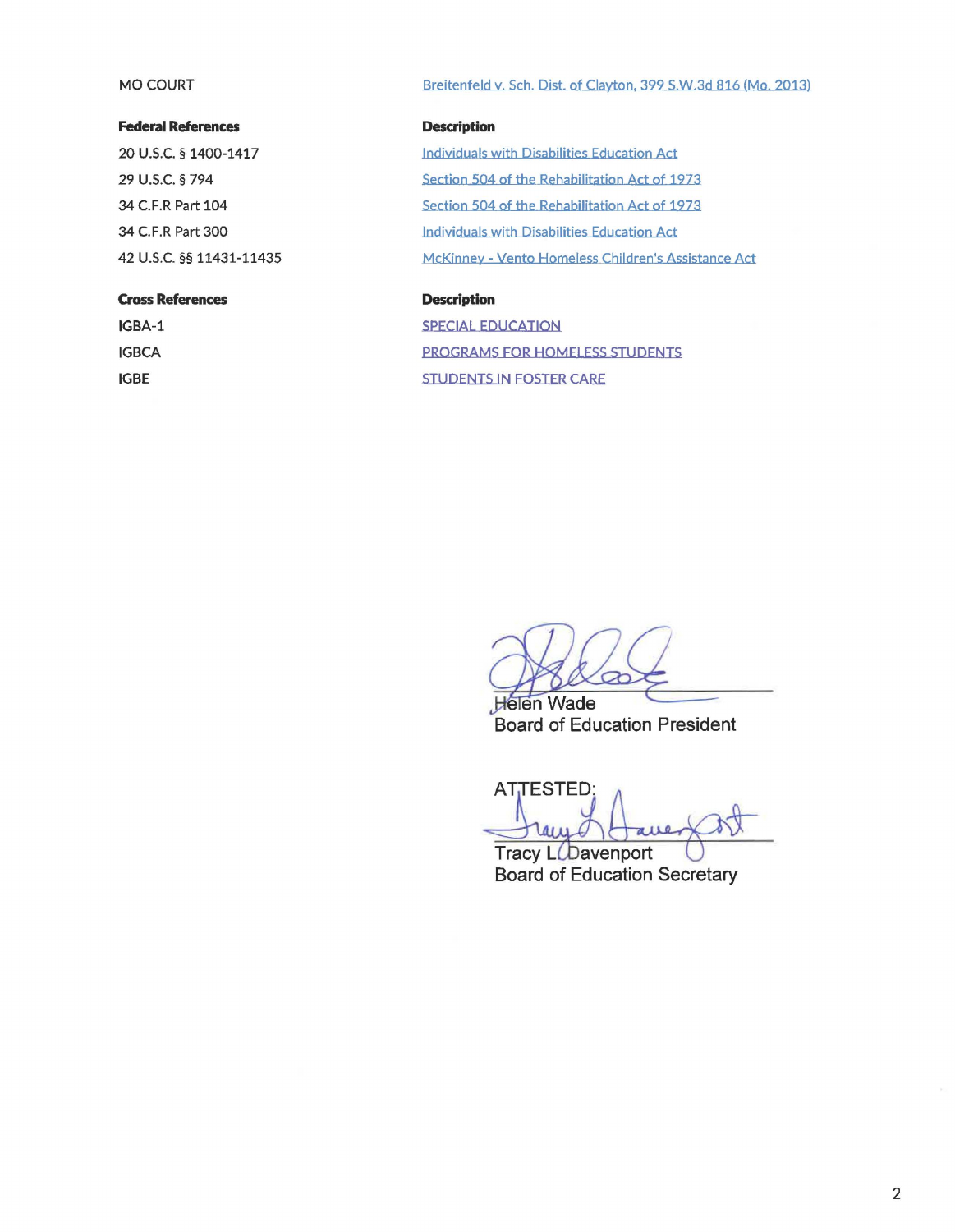| | |
|---|---|
| MO COURT | Breitenfeld v. Sch. Dist. of Clayton, 399 S.W.3d 816 (Mo. 2013) |

| **Federal References** | **Description** |
|---|---|
| 20 U.S.C. § 1400-1417 | Individuals with Disabilities Education Act |
| 29 U.S.C. § 794 | Section 504 of the Rehabilitation Act of 1973 |
| 34 C.F.R Part 104 | Section 504 of the Rehabilitation Act of 1973 |
| 34 C.F.R Part 300 | Individuals with Disabilities Education Act |
| 42 U.S.C. §§ 11431-11435 | McKinney - Vento Homeless Children's Assistance Act |

| **Cross References** | **Description** |
|---|---|
| IGBA-1 | SPECIAL EDUCATION |
| IGBCA | PROGRAMS FOR HOMELESS STUDENTS |
| IGBE | STUDENTS IN FOSTER CARE |

Helen Wade
Board of Education President

ATTESTED:

Tracy L. Davenport
Board of Education Secretary